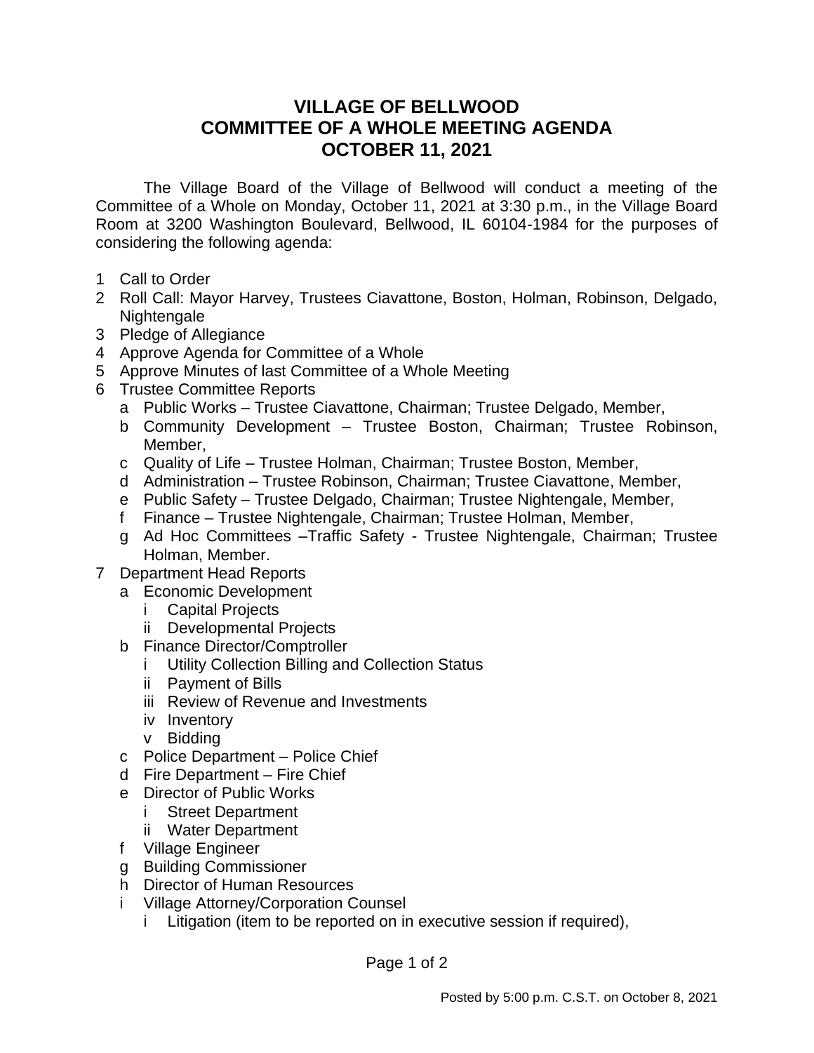# VILLAGE OF BELLWOOD
# COMMITTEE OF A WHOLE MEETING AGENDA
# OCTOBER 11, 2021

The Village Board of the Village of Bellwood will conduct a meeting of the Committee of a Whole on Monday, October 11, 2021 at 3:30 p.m., in the Village Board Room at 3200 Washington Boulevard, Bellwood, IL 60104-1984 for the purposes of considering the following agenda:

1 Call to Order
2 Roll Call: Mayor Harvey, Trustees Ciavattone, Boston, Holman, Robinson, Delgado, Nightengale
3 Pledge of Allegiance
4 Approve Agenda for Committee of a Whole
5 Approve Minutes of last Committee of a Whole Meeting
6 Trustee Committee Reports
   a Public Works – Trustee Ciavattone, Chairman; Trustee Delgado, Member,
   b Community Development – Trustee Boston, Chairman; Trustee Robinson, Member,
   c Quality of Life – Trustee Holman, Chairman; Trustee Boston, Member,
   d Administration – Trustee Robinson, Chairman; Trustee Ciavattone, Member,
   e Public Safety – Trustee Delgado, Chairman; Trustee Nightengale, Member,
   f Finance – Trustee Nightengale, Chairman; Trustee Holman, Member,
   g Ad Hoc Committees –Traffic Safety - Trustee Nightengale, Chairman; Trustee Holman, Member.
7 Department Head Reports
   a Economic Development
      i Capital Projects
      ii Developmental Projects
   b Finance Director/Comptroller
      i Utility Collection Billing and Collection Status
      ii Payment of Bills
      iii Review of Revenue and Investments
      iv Inventory
      v Bidding
   c Police Department – Police Chief
   d Fire Department – Fire Chief
   e Director of Public Works
      i Street Department
      ii Water Department
   f Village Engineer
   g Building Commissioner
   h Director of Human Resources
   i Village Attorney/Corporation Counsel
      i Litigation (item to be reported on in executive session if required),

Posted by 5:00 p.m. C.S.T. on October 8, 2021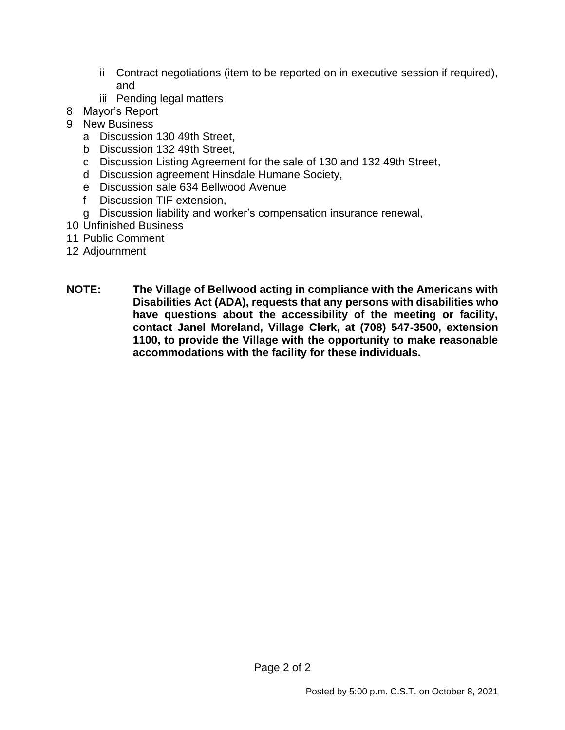- ii Contract negotiations (item to be reported on in executive session if required), and
    - iii Pending legal matters

8 Mayor's Report
9 New Business
   - a Discussion 130 49th Street,
   - b Discussion 132 49th Street,
   - c Discussion Listing Agreement for the sale of 130 and 132 49th Street,
   - d Discussion agreement Hinsdale Humane Society,
   - e Discussion sale 634 Bellwood Avenue
   - f Discussion TIF extension,
   - g Discussion liability and worker's compensation insurance renewal,

10 Unfinished Business
11 Public Comment
12 Adjournment

**NOTE: The Village of Bellwood acting in compliance with the Americans with Disabilities Act (ADA), requests that any persons with disabilities who have questions about the accessibility of the meeting or facility, contact Janel Moreland, Village Clerk, at (708) 547-3500, extension 1100, to provide the Village with the opportunity to make reasonable accommodations with the facility for these individuals.**

Posted by 5:00 p.m. C.S.T. on October 8, 2021